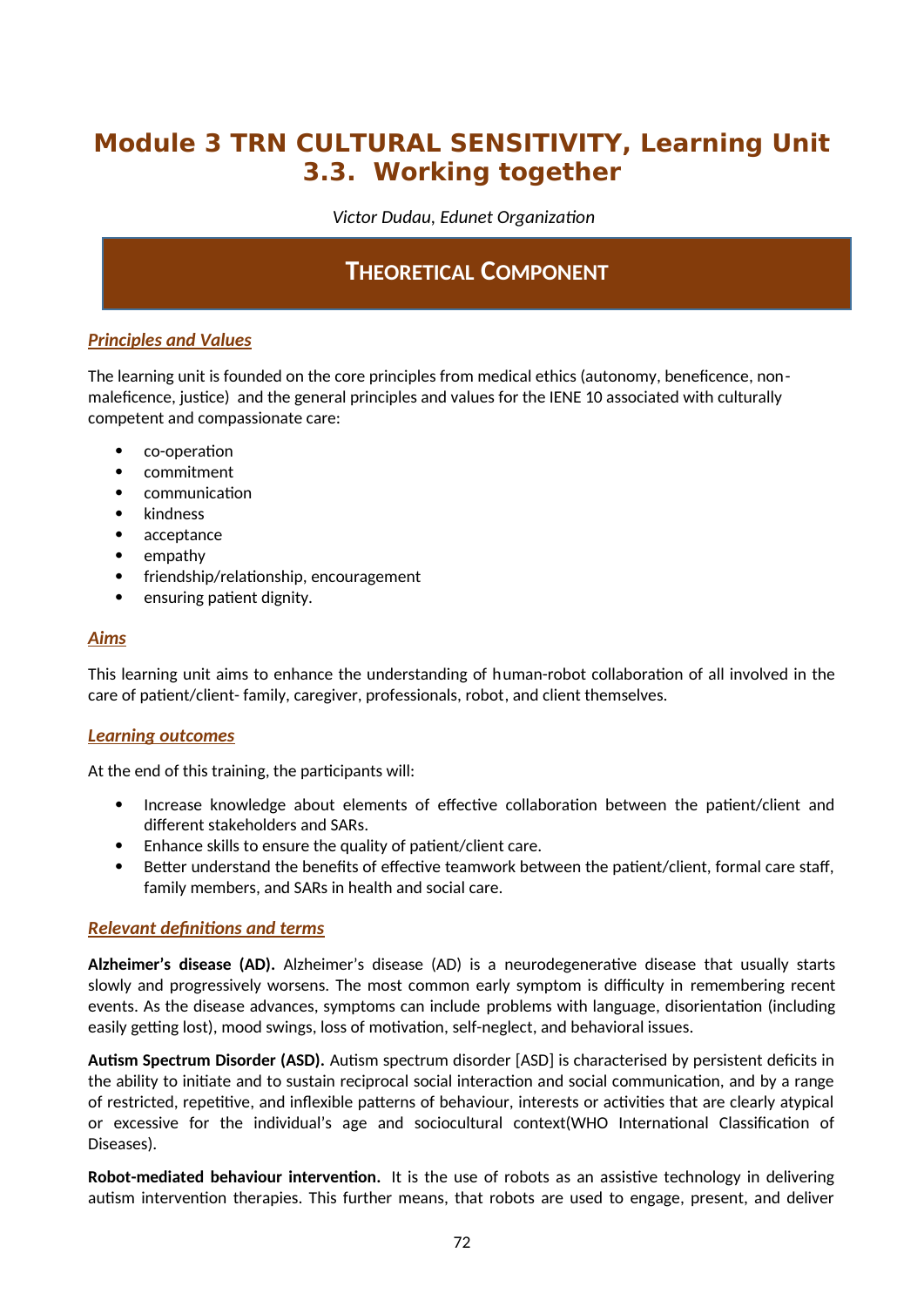# Module 3 TRN CULTURAL SENSITIVITY, Learning Unit 3.3. Working together

*Victor Dudau, Edunet Organization*

## THEORETICAL COMPONENT

### *Principles and Values*

The learning unit is founded on the core principles from medical ethics (autonomy, beneficence, non-maleficence, justice) and the general principles and values for the IENE 10 associated with culturally competent and compassionate care:

- co-operation
- commitment
- communication
- kindness
- acceptance
- empathy
- friendship/relationship, encouragement
- ensuring patient dignity.

### *Aims*

This learning unit aims to enhance the understanding of human-robot collaboration of all involved in the care of patient/client- family, caregiver, professionals, robot, and client themselves.

### *Learning outcomes*

At the end of this training, the participants will:

- Increase knowledge about elements of effective collaboration between the patient/client and different stakeholders and SARs.
- Enhance skills to ensure the quality of patient/client care.
- Better understand the benefits of effective teamwork between the patient/client, formal care staff, family members, and SARs in health and social care.

### *Relevant definitions and terms*

**Alzheimer's disease (AD).** Alzheimer's disease (AD) is a neurodegenerative disease that usually starts slowly and progressively worsens. The most common early symptom is difficulty in remembering recent events. As the disease advances, symptoms can include problems with language, disorientation (including easily getting lost), mood swings, loss of motivation, self-neglect, and behavioral issues.

**Autism Spectrum Disorder (ASD).** Autism spectrum disorder [ASD] is characterised by persistent deficits in the ability to initiate and to sustain reciprocal social interaction and social communication, and by a range of restricted, repetitive, and inflexible patterns of behaviour, interests or activities that are clearly atypical or excessive for the individual's age and sociocultural context(WHO International Classification of Diseases).

**Robot-mediated behaviour intervention.** It is the use of robots as an assistive technology in delivering autism intervention therapies. This further means, that robots are used to engage, present, and deliver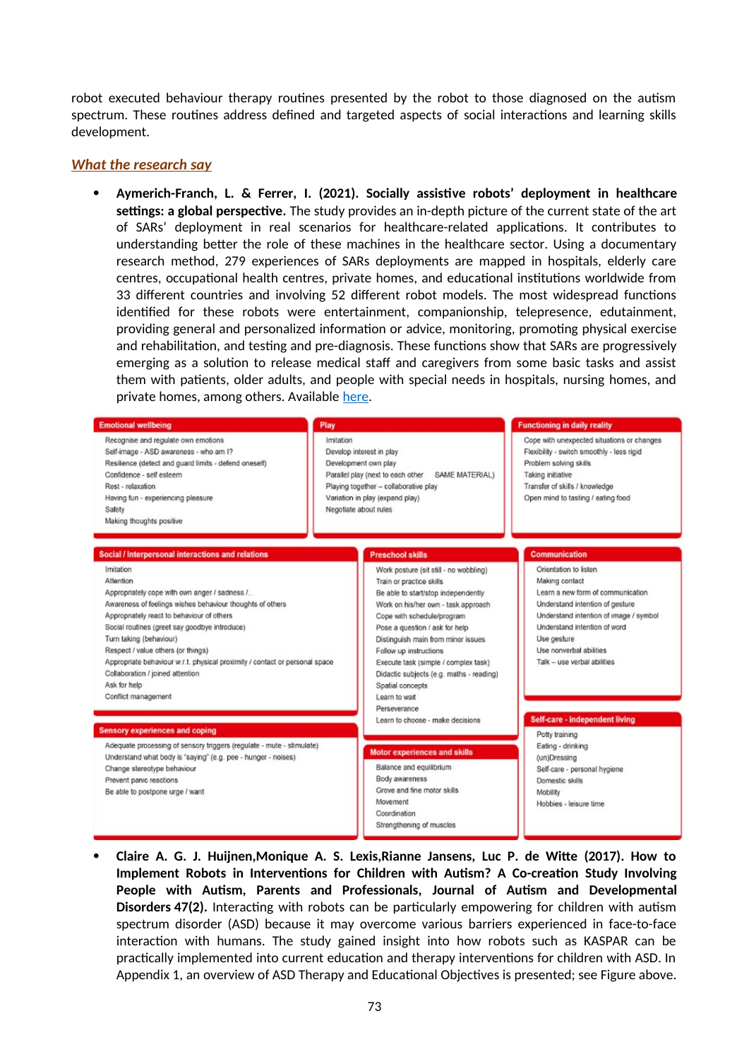robot executed behaviour therapy routines presented by the robot to those diagnosed on the autism spectrum. These routines address defined and targeted aspects of social interactions and learning skills development.

## *What the research say*

- **Aymerich-Franch, L. & Ferrer, I. (2021). Socially assistive robots' deployment in healthcare settings: a global perspective.** The study provides an in-depth picture of the current state of the art of SARs' deployment in real scenarios for healthcare-related applications. It contributes to understanding better the role of these machines in the healthcare sector. Using a documentary research method, 279 experiences of SARs deployments are mapped in hospitals, elderly care centres, occupational health centres, private homes, and educational institutions worldwide from 33 different countries and involving 52 different robot models. The most widespread functions identified for these robots were entertainment, companionship, telepresence, edutainment, providing general and personalized information or advice, monitoring, promoting physical exercise and rehabilitation, and testing and pre-diagnosis. These functions show that SARs are progressively emerging as a solution to release medical staff and caregivers from some basic tasks and assist them with patients, older adults, and people with special needs in hospitals, nursing homes, and private homes, among others. Available here.

**Emotional wellbeing**
- Recognise and regulate own emotions
- Self-image - ASD awareness - who am I?
- Resilience (detect and guard limits - defend oneself)
- Confidence - self esteem
- Rest - relaxation
- Having fun - experiencing pleasure
- Safety
- Making thoughts positive

**Play**
- Imitation
- Develop interest in play
- Development own play
- Parallel play (next to each other SAME MATERIAL)
- Playing together – collaborative play
- Variation in play (expand play)
- Negotiate about rules

**Functioning in daily reality**
- Cope with unexpected situations or changes
- Flexibility - switch smoothly - less rigid
- Problem solving skills
- Taking initiative
- Transfer of skills / knowledge
- Open mind to tasting / eating food

**Social / Interpersonal interactions and relations**
- Imitation
- Attention
- Appropriately cope with own anger / sadness /..
- Awareness of feelings wishes behaviour thoughts of others
- Appropriately react to behaviour of others
- Social routines (greet say goodbye introduce)
- Turn taking (behaviour)
- Respect / value others (or things)
- Appropriate behaviour w.r.t. physical proximity / contact or personal space
- Collaboration / joined attention
- Ask for help
- Conflict management

**Preschool skills**
- Work posture (sit still - no wobbling)
- Train or practice skills
- Be able to start/stop independently
- Work on his/her own - task approach
- Cope with schedule/program
- Pose a question / ask for help
- Distinguish main from minor issues
- Follow up instructions
- Execute task (simple / complex task)
- Didactic subjects (e.g. maths - reading)
- Spatial concepts
- Learn to wait
- Perseverance
- Learn to choose - make decisions

**Communication**
- Orientation to listen
- Making contact
- Learn a new form of communication
- Understand intention of gesture
- Understand intention of image / symbol
- Understand intention of word
- Use gesture
- Use nonverbal abilities
- Talk – use verbal abilities

**Sensory experiences and coping**
- Adequate processing of sensory triggers (regulate - mute - stimulate)
- Understand what body is "saying" (e.g. pee - hunger - noises)
- Change stereotype behaviour
- Prevent panic reactions
- Be able to postpone urge / want

**Motor experiences and skills**
- Balance and equilibrium
- Body awareness
- Grove and fine motor skills
- Movement
- Coordination
- Strengthening of muscles

**Self-care - independent living**
- Potty training
- Eating - drinking
- (un)Dressing
- Self-care - personal hygiene
- Domestic skills
- Mobility
- Hobbies - leisure time

- **Claire A. G. J. Huijnen,Monique A. S. Lexis,Rianne Jansens, Luc P. de Witte (2017). How to Implement Robots in Interventions for Children with Autism? A Co-creation Study Involving People with Autism, Parents and Professionals, Journal of Autism and Developmental Disorders 47(2).** Interacting with robots can be particularly empowering for children with autism spectrum disorder (ASD) because it may overcome various barriers experienced in face-to-face interaction with humans. The study gained insight into how robots such as KASPAR can be practically implemented into current education and therapy interventions for children with ASD. In Appendix 1, an overview of ASD Therapy and Educational Objectives is presented; see Figure above.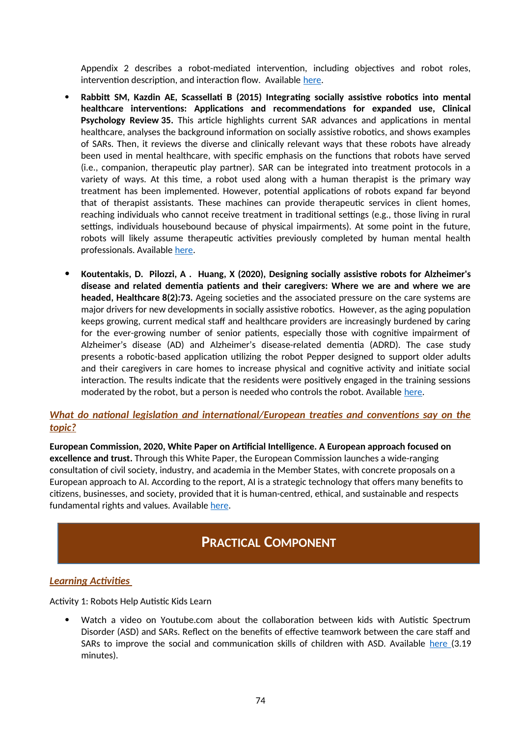Appendix 2 describes a robot-mediated intervention, including objectives and robot roles, intervention description, and interaction flow. Available here.

- **Rabbitt SM, Kazdin AE, Scassellati B (2015) Integrating socially assistive robotics into mental healthcare interventions: Applications and recommendations for expanded use, Clinical Psychology Review 35.** This article highlights current SAR advances and applications in mental healthcare, analyses the background information on socially assistive robotics, and shows examples of SARs. Then, it reviews the diverse and clinically relevant ways that these robots have already been used in mental healthcare, with specific emphasis on the functions that robots have served (i.e., companion, therapeutic play partner). SAR can be integrated into treatment protocols in a variety of ways. At this time, a robot used along with a human therapist is the primary way treatment has been implemented. However, potential applications of robots expand far beyond that of therapist assistants. These machines can provide therapeutic services in client homes, reaching individuals who cannot receive treatment in traditional settings (e.g., those living in rural settings, individuals housebound because of physical impairments). At some point in the future, robots will likely assume therapeutic activities previously completed by human mental health professionals. Available here.

- **Koutentakis, D. Pilozzi, A . Huang, X (2020), Designing socially assistive robots for Alzheimer's disease and related dementia patients and their caregivers: Where we are and where we are headed, Healthcare 8(2):73.** Ageing societies and the associated pressure on the care systems are major drivers for new developments in socially assistive robotics. However, as the aging population keeps growing, current medical staff and healthcare providers are increasingly burdened by caring for the ever-growing number of senior patients, especially those with cognitive impairment of Alzheimer's disease (AD) and Alzheimer's disease-related dementia (ADRD). The case study presents a robotic-based application utilizing the robot Pepper designed to support older adults and their caregivers in care homes to increase physical and cognitive activity and initiate social interaction. The results indicate that the residents were positively engaged in the training sessions moderated by the robot, but a person is needed who controls the robot. Available here.

### *What do national legislation and international/European treaties and conventions say on the topic?*

**European Commission, 2020, White Paper on Artificial Intelligence. A European approach focused on excellence and trust.** Through this White Paper, the European Commission launches a wide-ranging consultation of civil society, industry, and academia in the Member States, with concrete proposals on a European approach to AI. According to the report, AI is a strategic technology that offers many benefits to citizens, businesses, and society, provided that it is human-centred, ethical, and sustainable and respects fundamental rights and values. Available here.

## PRACTICAL COMPONENT

### *Learning Activities*

Activity 1: Robots Help Autistic Kids Learn

- Watch a video on Youtube.com about the collaboration between kids with Autistic Spectrum Disorder (ASD) and SARs. Reflect on the benefits of effective teamwork between the care staff and SARs to improve the social and communication skills of children with ASD. Available here (3.19 minutes).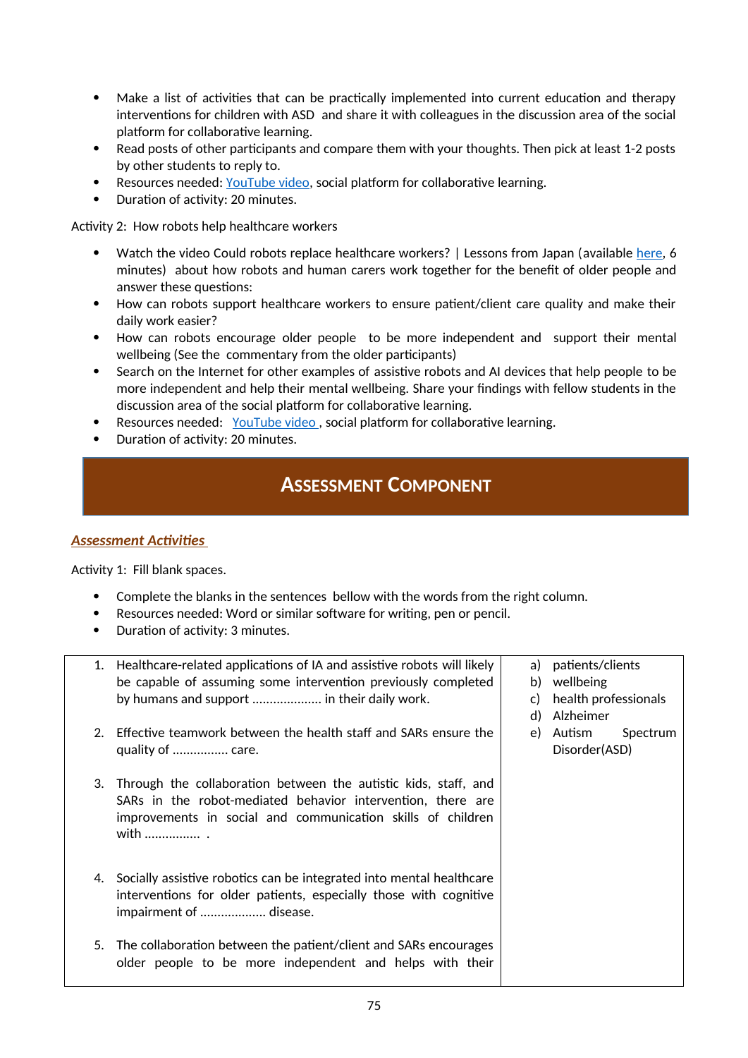- Make a list of activities that can be practically implemented into current education and therapy interventions for children with ASD and share it with colleagues in the discussion area of the social platform for collaborative learning.
- Read posts of other participants and compare them with your thoughts. Then pick at least 1-2 posts by other students to reply to.
- Resources needed: YouTube video, social platform for collaborative learning.
- Duration of activity: 20 minutes.

Activity 2: How robots help healthcare workers

- Watch the video Could robots replace healthcare workers? | Lessons from Japan (available here, 6 minutes) about how robots and human carers work together for the benefit of older people and answer these questions:
- How can robots support healthcare workers to ensure patient/client care quality and make their daily work easier?
- How can robots encourage older people to be more independent and support their mental wellbeing (See the commentary from the older participants)
- Search on the Internet for other examples of assistive robots and AI devices that help people to be more independent and help their mental wellbeing. Share your findings with fellow students in the discussion area of the social platform for collaborative learning.
- Resources needed: YouTube video, social platform for collaborative learning.
- Duration of activity: 20 minutes.

## Assessment Component

***Assessment Activities***

Activity 1: Fill blank spaces.

- Complete the blanks in the sentences bellow with the words from the right column.
- Resources needed: Word or similar software for writing, pen or pencil.
- Duration of activity: 3 minutes.

| | |
|---|---|
| 1. Healthcare-related applications of IA and assistive robots will likely be capable of assuming some intervention previously completed by humans and support .................... in their daily work.<br><br>2. Effective teamwork between the health staff and SARs ensure the quality of ................ care.<br><br>3. Through the collaboration between the autistic kids, staff, and SARs in the robot-mediated behavior intervention, there are improvements in social and communication skills of children with ................ .<br><br>4. Socially assistive robotics can be integrated into mental healthcare interventions for older patients, especially those with cognitive impairment of ................... disease.<br><br>5. The collaboration between the patient/client and SARs encourages older people to be more independent and helps with their | a) patients/clients<br>b) wellbeing<br>c) health professionals<br>d) Alzheimer<br>e) Autism Spectrum Disorder(ASD) |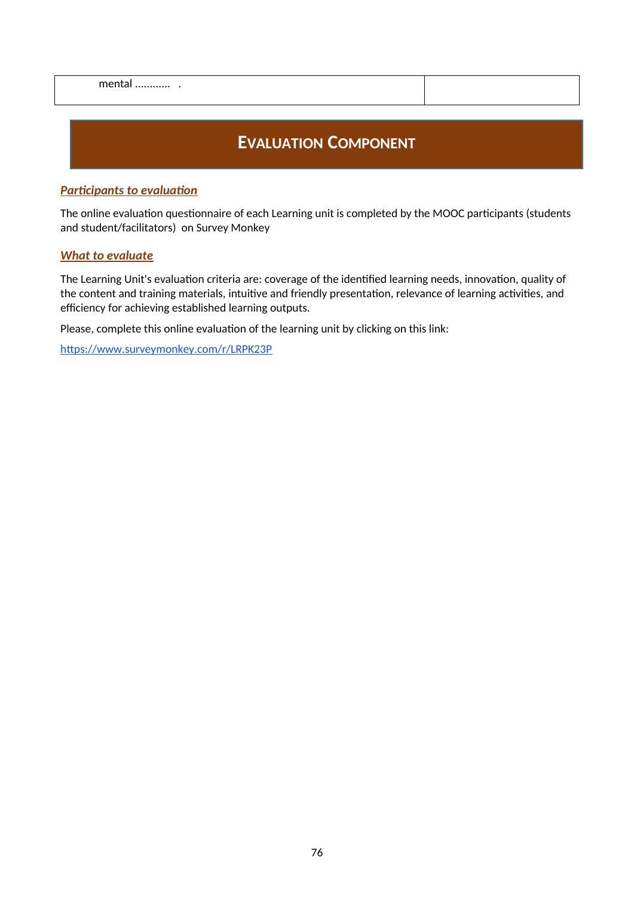| | |
|---|---|
| mental ............ . | |

# Evaluation Component

***Participants to evaluation***

The online evaluation questionnaire of each Learning unit is completed by the MOOC participants (students and student/facilitators) on Survey Monkey

***What to evaluate***

The Learning Unit's evaluation criteria are: coverage of the identified learning needs, innovation, quality of the content and training materials, intuitive and friendly presentation, relevance of learning activities, and efficiency for achieving established learning outputs.

Please, complete this online evaluation of the learning unit by clicking on this link:

https://www.surveymonkey.com/r/LRPK23P